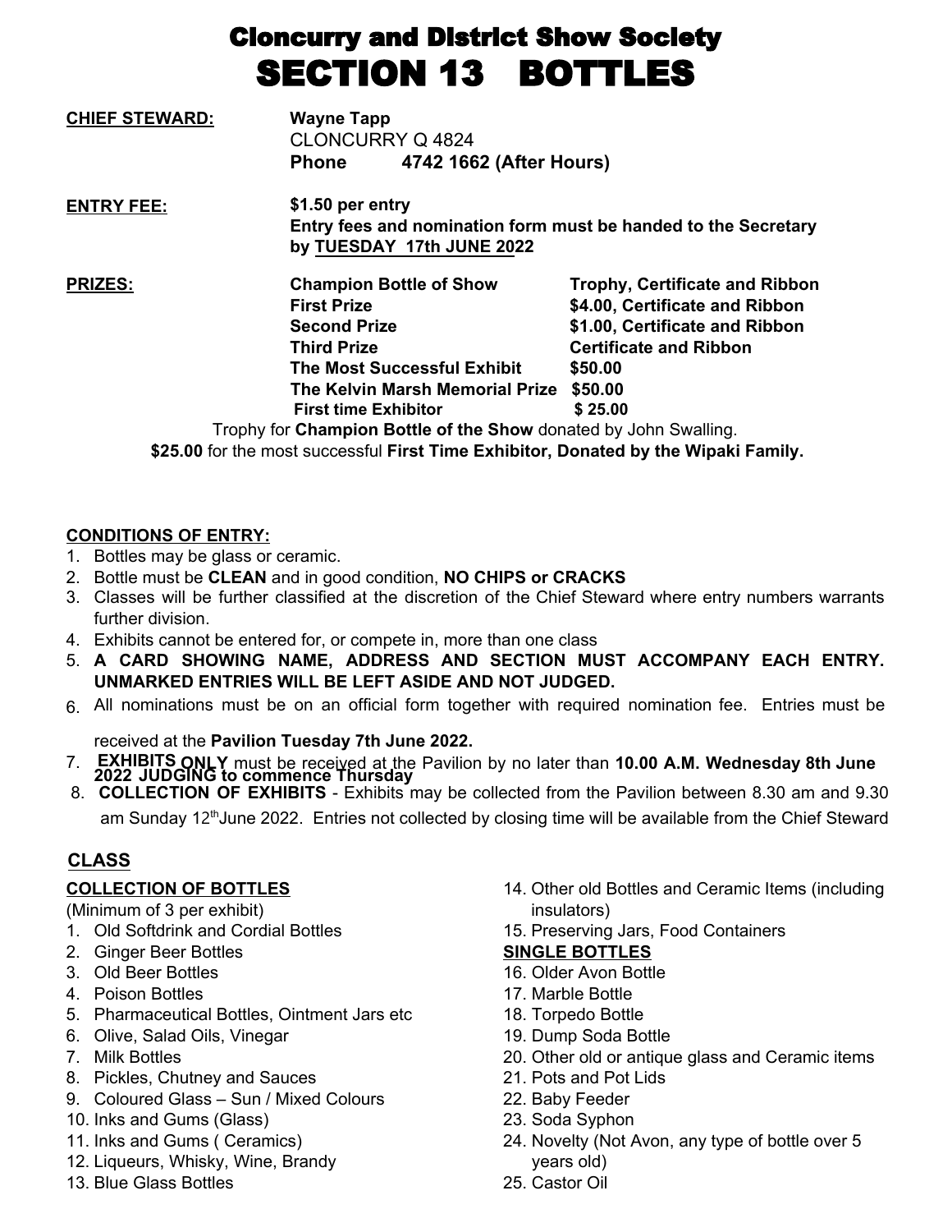# Cloncurry and District Show Society

# SECTION 13 BOTTLES

**CHIEF STEWARD:** **Wayne Tapp**
CLONCURRY Q 4824
**Phone 4742 1662 (After Hours)**

**ENTRY FEE:** **$1.50 per entry**
**Entry fees and nomination form must be handed to the Secretary by TUESDAY 17th JUNE 2022**

**PRIZES:**

| | |
|---|---|
| **Champion Bottle of Show** | **Trophy, Certificate and Ribbon** |
| **First Prize** | **$4.00, Certificate and Ribbon** |
| **Second Prize** | **$1.00, Certificate and Ribbon** |
| **Third Prize** | **Certificate and Ribbon** |
| **The Most Successful Exhibit** | **$50.00** |
| **The Kelvin Marsh Memorial Prize** | **$50.00** |
| **First time Exhibitor** | **$ 25.00** |

Trophy for **Champion Bottle of the Show** donated by John Swalling.
**$25.00** for the most successful **First Time Exhibitor, Donated by the Wipaki Family.**

**CONDITIONS OF ENTRY:**

1. Bottles may be glass or ceramic.
2. Bottle must be **CLEAN** and in good condition, **NO CHIPS or CRACKS**
3. Classes will be further classified at the discretion of the Chief Steward where entry numbers warrants further division.
4. Exhibits cannot be entered for, or compete in, more than one class
5. **A CARD SHOWING NAME, ADDRESS AND SECTION MUST ACCOMPANY EACH ENTRY. UNMARKED ENTRIES WILL BE LEFT ASIDE AND NOT JUDGED.**
6. All nominations must be on an official form together with required nomination fee. Entries must be received at the **Pavilion Tuesday 7th June 2022.**
7. **EXHIBITS ONLY** must be received at the Pavilion by no later than **10.00 A.M. Wednesday 8th June 2022 JUDGING to commence Thursday**
8. **COLLECTION OF EXHIBITS** - Exhibits may be collected from the Pavilion between 8.30 am and 9.30 am Sunday 12th June 2022. Entries not collected by closing time will be available from the Chief Steward

**CLASS**

**COLLECTION OF BOTTLES**

(Minimum of 3 per exhibit)

1. Old Softdrink and Cordial Bottles
2. Ginger Beer Bottles
3. Old Beer Bottles
4. Poison Bottles
5. Pharmaceutical Bottles, Ointment Jars etc
6. Olive, Salad Oils, Vinegar
7. Milk Bottles
8. Pickles, Chutney and Sauces
9. Coloured Glass – Sun / Mixed Colours
10. Inks and Gums (Glass)
11. Inks and Gums ( Ceramics)
12. Liqueurs, Whisky, Wine, Brandy
13. Blue Glass Bottles
14. Other old Bottles and Ceramic Items (including insulators)
15. Preserving Jars, Food Containers

**SINGLE BOTTLES**

16. Older Avon Bottle
17. Marble Bottle
18. Torpedo Bottle
19. Dump Soda Bottle
20. Other old or antique glass and Ceramic items
21. Pots and Pot Lids
22. Baby Feeder
23. Soda Syphon
24. Novelty (Not Avon, any type of bottle over 5 years old)
25. Castor Oil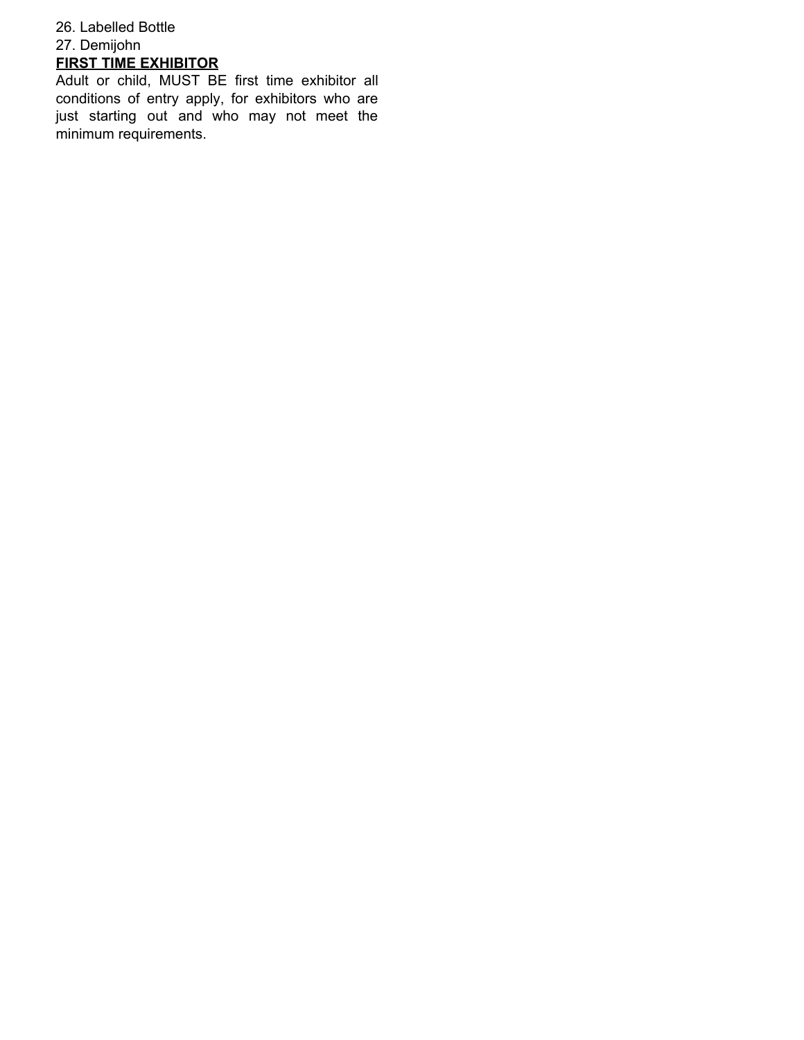26. Labelled Bottle
27. Demijohn

**FIRST TIME EXHIBITOR**

Adult or child, MUST BE first time exhibitor all conditions of entry apply, for exhibitors who are just starting out and who may not meet the minimum requirements.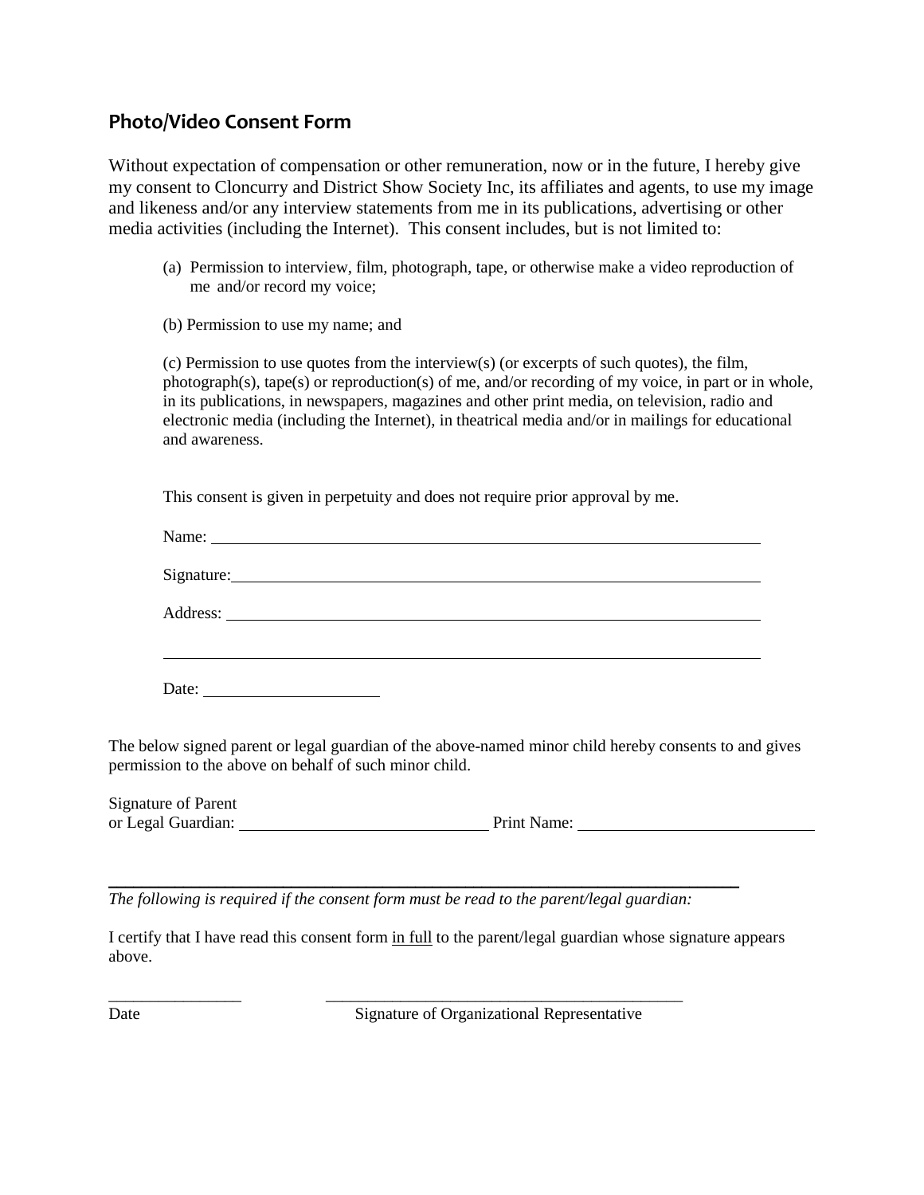## Photo/Video Consent Form

Without expectation of compensation or other remuneration, now or in the future, I hereby give my consent to Cloncurry and District Show Society Inc, its affiliates and agents, to use my image and likeness and/or any interview statements from me in its publications, advertising or other media activities (including the Internet). This consent includes, but is not limited to:

(a) Permission to interview, film, photograph, tape, or otherwise make a video reproduction of me and/or record my voice;

(b) Permission to use my name; and

(c) Permission to use quotes from the interview(s) (or excerpts of such quotes), the film, photograph(s), tape(s) or reproduction(s) of me, and/or recording of my voice, in part or in whole, in its publications, in newspapers, magazines and other print media, on television, radio and electronic media (including the Internet), in theatrical media and/or in mailings for educational and awareness.

This consent is given in perpetuity and does not require prior approval by me.

Name: ______________________________________________________________

Signature: ___________________________________________________________

Address: ____________________________________________________________

____________________________________________________________________

Date: ____________________

The below signed parent or legal guardian of the above-named minor child hereby consents to and gives permission to the above on behalf of such minor child.

Signature of Parent
or Legal Guardian: ____________________________ Print Name: ____________________________

---

*The following is required if the consent form must be read to the parent/legal guardian:*

I certify that I have read this consent form <u>in full</u> to the parent/legal guardian whose signature appears above.

________________ ____________________________________________

Date Signature of Organizational Representative